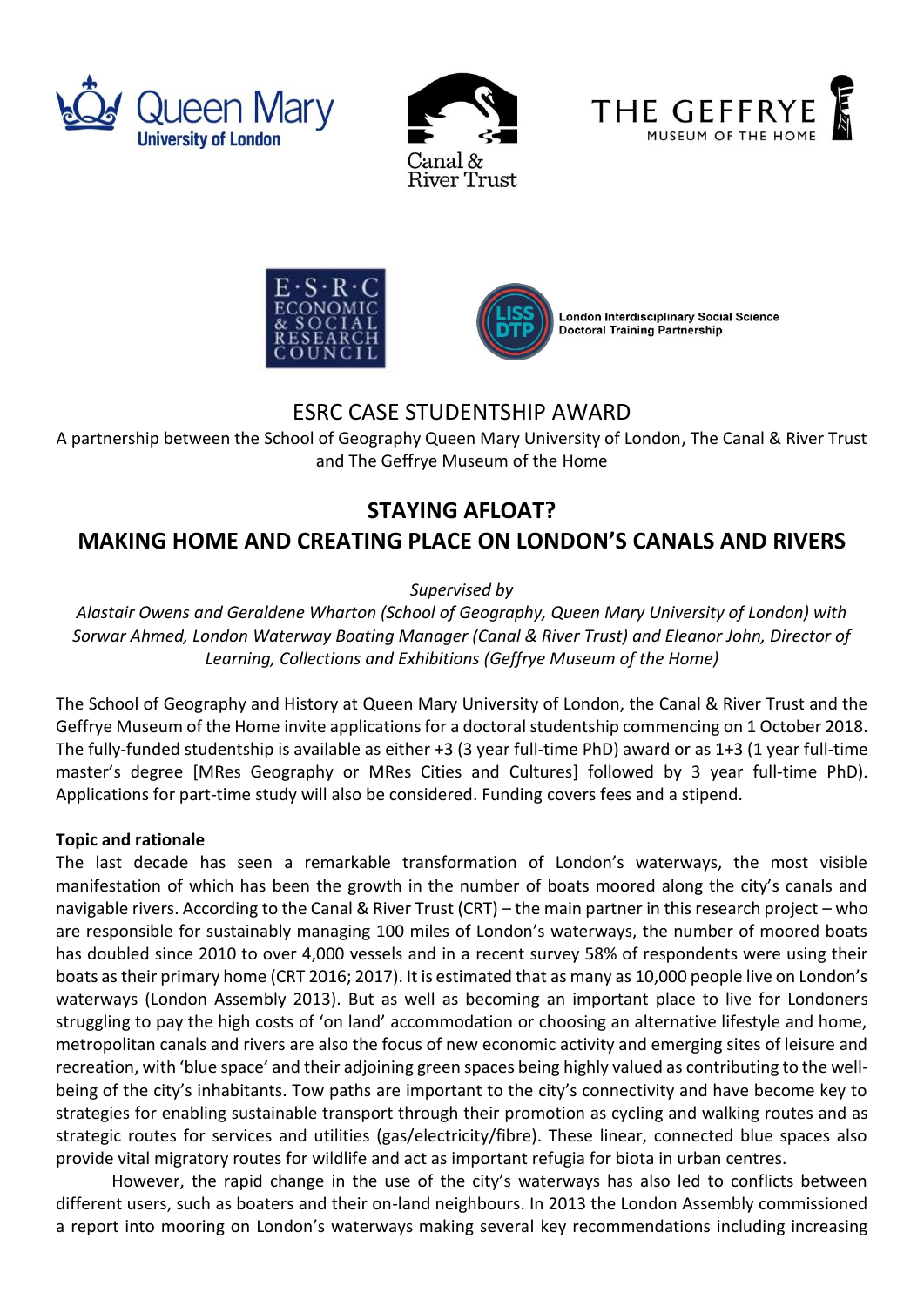## ESRC CASE STUDENTSHIP AWARD

A partnership between the School of Geography Queen Mary University of London, The Canal & River Trust and The Geffrye Museum of the Home

# STAYING AFLOAT? MAKING HOME AND CREATING PLACE ON LONDON'S CANALS AND RIVERS

*Supervised by*

*Alastair Owens and Geraldene Wharton (School of Geography, Queen Mary University of London) with Sorwar Ahmed, London Waterway Boating Manager (Canal & River Trust) and Eleanor John, Director of Learning, Collections and Exhibitions (Geffrye Museum of the Home)*

The School of Geography and History at Queen Mary University of London, the Canal & River Trust and the Geffrye Museum of the Home invite applications for a doctoral studentship commencing on 1 October 2018. The fully-funded studentship is available as either +3 (3 year full-time PhD) award or as 1+3 (1 year full-time master's degree [MRes Geography or MRes Cities and Cultures] followed by 3 year full-time PhD). Applications for part-time study will also be considered. Funding covers fees and a stipend.

**Topic and rationale**

The last decade has seen a remarkable transformation of London's waterways, the most visible manifestation of which has been the growth in the number of boats moored along the city's canals and navigable rivers. According to the Canal & River Trust (CRT) – the main partner in this research project – who are responsible for sustainably managing 100 miles of London's waterways, the number of moored boats has doubled since 2010 to over 4,000 vessels and in a recent survey 58% of respondents were using their boats as their primary home (CRT 2016; 2017). It is estimated that as many as 10,000 people live on London's waterways (London Assembly 2013). But as well as becoming an important place to live for Londoners struggling to pay the high costs of 'on land' accommodation or choosing an alternative lifestyle and home, metropolitan canals and rivers are also the focus of new economic activity and emerging sites of leisure and recreation, with 'blue space' and their adjoining green spaces being highly valued as contributing to the well-being of the city's inhabitants. Tow paths are important to the city's connectivity and have become key to strategies for enabling sustainable transport through their promotion as cycling and walking routes and as strategic routes for services and utilities (gas/electricity/fibre). These linear, connected blue spaces also provide vital migratory routes for wildlife and act as important refugia for biota in urban centres.

However, the rapid change in the use of the city's waterways has also led to conflicts between different users, such as boaters and their on-land neighbours. In 2013 the London Assembly commissioned a report into mooring on London's waterways making several key recommendations including increasing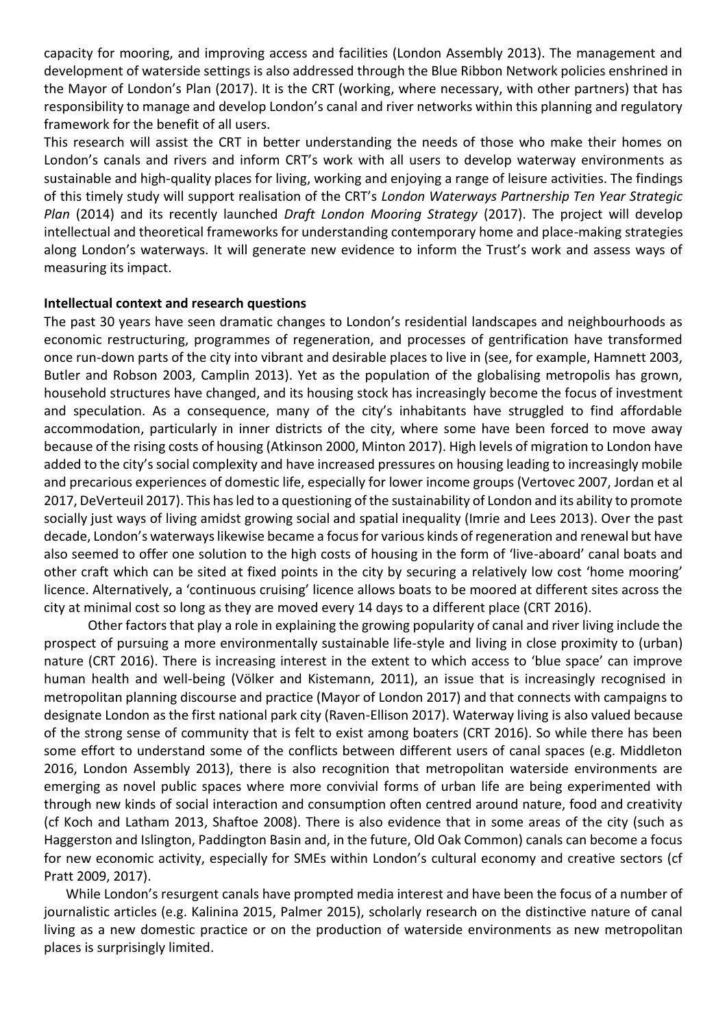capacity for mooring, and improving access and facilities (London Assembly 2013). The management and development of waterside settings is also addressed through the Blue Ribbon Network policies enshrined in the Mayor of London's Plan (2017). It is the CRT (working, where necessary, with other partners) that has responsibility to manage and develop London's canal and river networks within this planning and regulatory framework for the benefit of all users.

This research will assist the CRT in better understanding the needs of those who make their homes on London's canals and rivers and inform CRT's work with all users to develop waterway environments as sustainable and high-quality places for living, working and enjoying a range of leisure activities. The findings of this timely study will support realisation of the CRT's *London Waterways Partnership Ten Year Strategic Plan* (2014) and its recently launched *Draft London Mooring Strategy* (2017). The project will develop intellectual and theoretical frameworks for understanding contemporary home and place-making strategies along London's waterways. It will generate new evidence to inform the Trust's work and assess ways of measuring its impact.

**Intellectual context and research questions**

The past 30 years have seen dramatic changes to London's residential landscapes and neighbourhoods as economic restructuring, programmes of regeneration, and processes of gentrification have transformed once run-down parts of the city into vibrant and desirable places to live in (see, for example, Hamnett 2003, Butler and Robson 2003, Camplin 2013). Yet as the population of the globalising metropolis has grown, household structures have changed, and its housing stock has increasingly become the focus of investment and speculation. As a consequence, many of the city's inhabitants have struggled to find affordable accommodation, particularly in inner districts of the city, where some have been forced to move away because of the rising costs of housing (Atkinson 2000, Minton 2017). High levels of migration to London have added to the city's social complexity and have increased pressures on housing leading to increasingly mobile and precarious experiences of domestic life, especially for lower income groups (Vertovec 2007, Jordan et al 2017, DeVerteuil 2017). This has led to a questioning of the sustainability of London and its ability to promote socially just ways of living amidst growing social and spatial inequality (Imrie and Lees 2013). Over the past decade, London's waterways likewise became a focus for various kinds of regeneration and renewal but have also seemed to offer one solution to the high costs of housing in the form of 'live-aboard' canal boats and other craft which can be sited at fixed points in the city by securing a relatively low cost 'home mooring' licence. Alternatively, a 'continuous cruising' licence allows boats to be moored at different sites across the city at minimal cost so long as they are moved every 14 days to a different place (CRT 2016).

Other factors that play a role in explaining the growing popularity of canal and river living include the prospect of pursuing a more environmentally sustainable life-style and living in close proximity to (urban) nature (CRT 2016). There is increasing interest in the extent to which access to 'blue space' can improve human health and well-being (Völker and Kistemann, 2011), an issue that is increasingly recognised in metropolitan planning discourse and practice (Mayor of London 2017) and that connects with campaigns to designate London as the first national park city (Raven-Ellison 2017). Waterway living is also valued because of the strong sense of community that is felt to exist among boaters (CRT 2016). So while there has been some effort to understand some of the conflicts between different users of canal spaces (e.g. Middleton 2016, London Assembly 2013), there is also recognition that metropolitan waterside environments are emerging as novel public spaces where more convivial forms of urban life are being experimented with through new kinds of social interaction and consumption often centred around nature, food and creativity (cf Koch and Latham 2013, Shaftoe 2008). There is also evidence that in some areas of the city (such as Haggerston and Islington, Paddington Basin and, in the future, Old Oak Common) canals can become a focus for new economic activity, especially for SMEs within London's cultural economy and creative sectors (cf Pratt 2009, 2017).

While London's resurgent canals have prompted media interest and have been the focus of a number of journalistic articles (e.g. Kalinina 2015, Palmer 2015), scholarly research on the distinctive nature of canal living as a new domestic practice or on the production of waterside environments as new metropolitan places is surprisingly limited.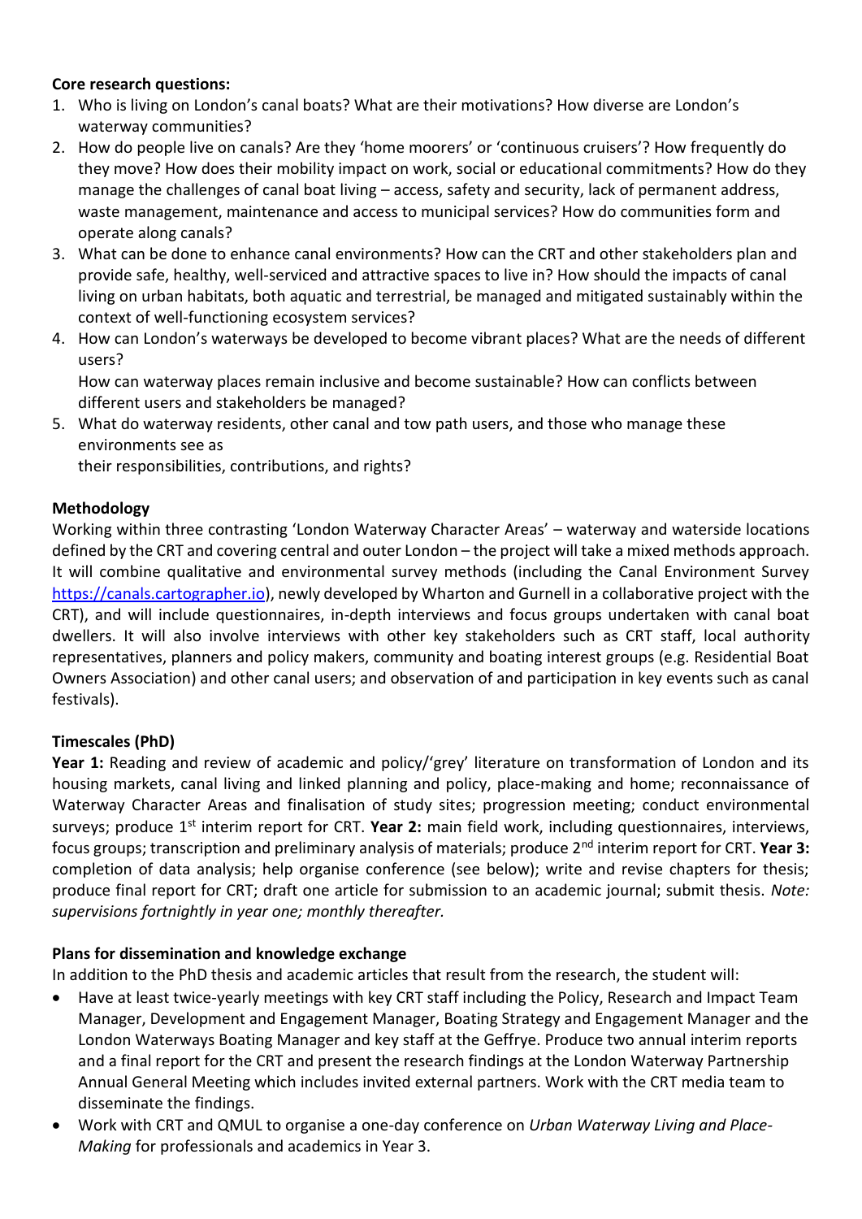**Core research questions:**

1. Who is living on London's canal boats? What are their motivations? How diverse are London's waterway communities?
2. How do people live on canals? Are they 'home moorers' or 'continuous cruisers'? How frequently do they move? How does their mobility impact on work, social or educational commitments? How do they manage the challenges of canal boat living – access, safety and security, lack of permanent address, waste management, maintenance and access to municipal services? How do communities form and operate along canals?
3. What can be done to enhance canal environments? How can the CRT and other stakeholders plan and provide safe, healthy, well-serviced and attractive spaces to live in? How should the impacts of canal living on urban habitats, both aquatic and terrestrial, be managed and mitigated sustainably within the context of well-functioning ecosystem services?
4. How can London's waterways be developed to become vibrant places? What are the needs of different users?
   How can waterway places remain inclusive and become sustainable? How can conflicts between different users and stakeholders be managed?
5. What do waterway residents, other canal and tow path users, and those who manage these environments see as
   their responsibilities, contributions, and rights?

**Methodology**

Working within three contrasting 'London Waterway Character Areas' – waterway and waterside locations defined by the CRT and covering central and outer London – the project will take a mixed methods approach. It will combine qualitative and environmental survey methods (including the Canal Environment Survey https://canals.cartographer.io), newly developed by Wharton and Gurnell in a collaborative project with the CRT), and will include questionnaires, in-depth interviews and focus groups undertaken with canal boat dwellers. It will also involve interviews with other key stakeholders such as CRT staff, local authority representatives, planners and policy makers, community and boating interest groups (e.g. Residential Boat Owners Association) and other canal users; and observation of and participation in key events such as canal festivals).

**Timescales (PhD)**

**Year 1:** Reading and review of academic and policy/'grey' literature on transformation of London and its housing markets, canal living and linked planning and policy, place-making and home; reconnaissance of Waterway Character Areas and finalisation of study sites; progression meeting; conduct environmental surveys; produce 1st interim report for CRT. **Year 2:** main field work, including questionnaires, interviews, focus groups; transcription and preliminary analysis of materials; produce 2nd interim report for CRT. **Year 3:** completion of data analysis; help organise conference (see below); write and revise chapters for thesis; produce final report for CRT; draft one article for submission to an academic journal; submit thesis. *Note: supervisions fortnightly in year one; monthly thereafter.*

**Plans for dissemination and knowledge exchange**

In addition to the PhD thesis and academic articles that result from the research, the student will:

- Have at least twice-yearly meetings with key CRT staff including the Policy, Research and Impact Team Manager, Development and Engagement Manager, Boating Strategy and Engagement Manager and the London Waterways Boating Manager and key staff at the Geffrye. Produce two annual interim reports and a final report for the CRT and present the research findings at the London Waterway Partnership Annual General Meeting which includes invited external partners. Work with the CRT media team to disseminate the findings.
- Work with CRT and QMUL to organise a one-day conference on *Urban Waterway Living and Place-Making* for professionals and academics in Year 3.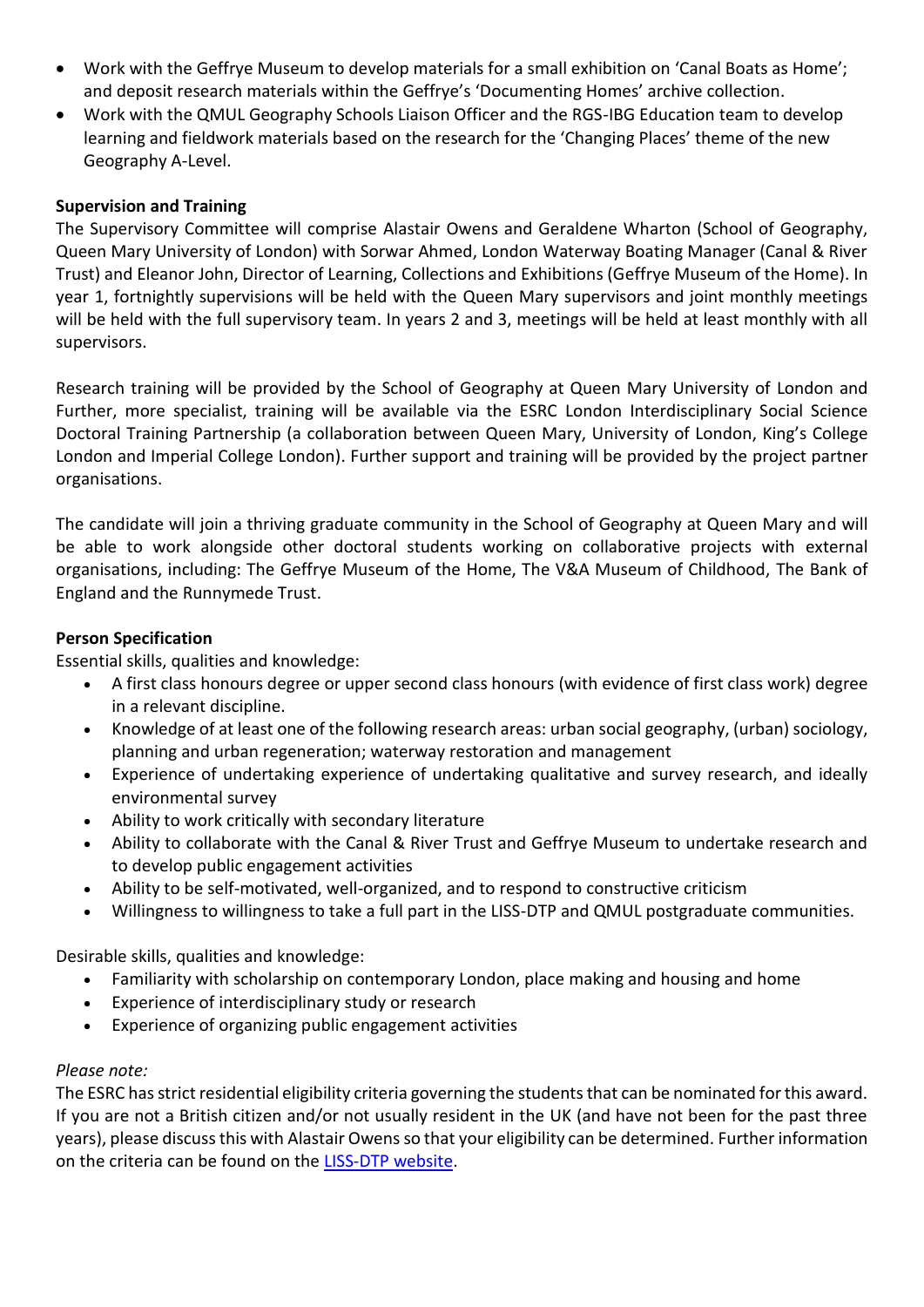- Work with the Geffrye Museum to develop materials for a small exhibition on 'Canal Boats as Home'; and deposit research materials within the Geffrye's 'Documenting Homes' archive collection.
- Work with the QMUL Geography Schools Liaison Officer and the RGS-IBG Education team to develop learning and fieldwork materials based on the research for the 'Changing Places' theme of the new Geography A-Level.

**Supervision and Training**

The Supervisory Committee will comprise Alastair Owens and Geraldene Wharton (School of Geography, Queen Mary University of London) with Sorwar Ahmed, London Waterway Boating Manager (Canal & River Trust) and Eleanor John, Director of Learning, Collections and Exhibitions (Geffrye Museum of the Home). In year 1, fortnightly supervisions will be held with the Queen Mary supervisors and joint monthly meetings will be held with the full supervisory team. In years 2 and 3, meetings will be held at least monthly with all supervisors.

Research training will be provided by the School of Geography at Queen Mary University of London and Further, more specialist, training will be available via the ESRC London Interdisciplinary Social Science Doctoral Training Partnership (a collaboration between Queen Mary, University of London, King's College London and Imperial College London). Further support and training will be provided by the project partner organisations.

The candidate will join a thriving graduate community in the School of Geography at Queen Mary and will be able to work alongside other doctoral students working on collaborative projects with external organisations, including: The Geffrye Museum of the Home, The V&A Museum of Childhood, The Bank of England and the Runnymede Trust.

**Person Specification**

Essential skills, qualities and knowledge:

- A first class honours degree or upper second class honours (with evidence of first class work) degree in a relevant discipline.
- Knowledge of at least one of the following research areas: urban social geography, (urban) sociology, planning and urban regeneration; waterway restoration and management
- Experience of undertaking experience of undertaking qualitative and survey research, and ideally environmental survey
- Ability to work critically with secondary literature
- Ability to collaborate with the Canal & River Trust and Geffrye Museum to undertake research and to develop public engagement activities
- Ability to be self-motivated, well-organized, and to respond to constructive criticism
- Willingness to willingness to take a full part in the LISS-DTP and QMUL postgraduate communities.

Desirable skills, qualities and knowledge:

- Familiarity with scholarship on contemporary London, place making and housing and home
- Experience of interdisciplinary study or research
- Experience of organizing public engagement activities

*Please note:*

The ESRC has strict residential eligibility criteria governing the students that can be nominated for this award. If you are not a British citizen and/or not usually resident in the UK (and have not been for the past three years), please discuss this with Alastair Owens so that your eligibility can be determined. Further information on the criteria can be found on the LISS-DTP website.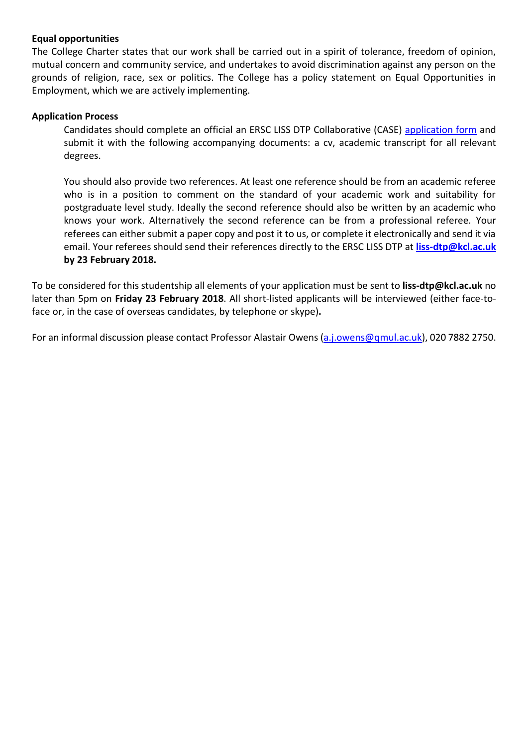**Equal opportunities**

The College Charter states that our work shall be carried out in a spirit of tolerance, freedom of opinion, mutual concern and community service, and undertakes to avoid discrimination against any person on the grounds of religion, race, sex or politics. The College has a policy statement on Equal Opportunities in Employment, which we are actively implementing.

**Application Process**

Candidates should complete an official an ERSC LISS DTP Collaborative (CASE) application form and submit it with the following accompanying documents: a cv, academic transcript for all relevant degrees.

You should also provide two references. At least one reference should be from an academic referee who is in a position to comment on the standard of your academic work and suitability for postgraduate level study. Ideally the second reference should also be written by an academic who knows your work. Alternatively the second reference can be from a professional referee. Your referees can either submit a paper copy and post it to us, or complete it electronically and send it via email. Your referees should send their references directly to the ERSC LISS DTP at **liss-dtp@kcl.ac.uk by 23 February 2018.**

To be considered for this studentship all elements of your application must be sent to **liss-dtp@kcl.ac.uk** no later than 5pm on **Friday 23 February 2018**. All short-listed applicants will be interviewed (either face-to-face or, in the case of overseas candidates, by telephone or skype)**.**

For an informal discussion please contact Professor Alastair Owens (a.j.owens@qmul.ac.uk), 020 7882 2750.